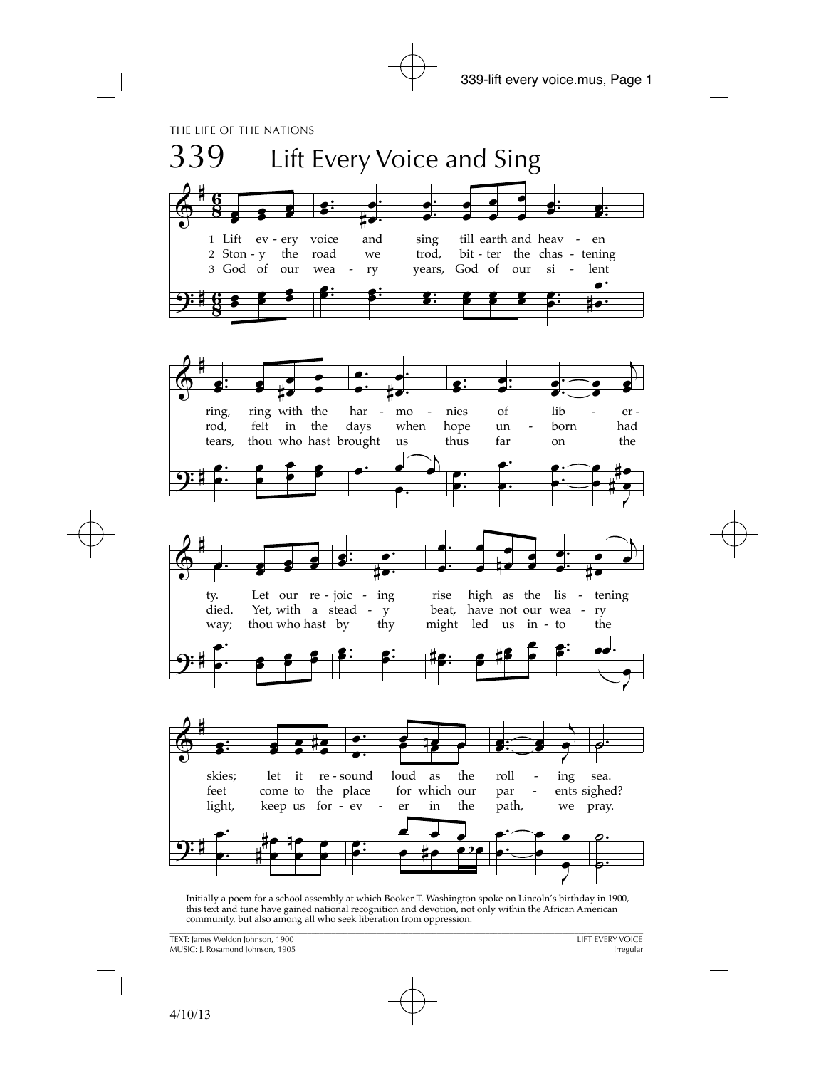THE LIFE OF THE NATIONS

# 339 Lift Every Voice and Sing

1 Lift every voice and sing till earth and heaven ring, ring with the harmonies of liberty. Let our rejoicing rise high as the listening skies; let it resound loud as the rolling sea.

2 Stony the road we trod, bitter the chastening rod, felt in the days when hope unborn had died. Yet, with a steady beat, have not our weary feet come to the place for which our parents sighed?

3 God of our weary years, God of our silent tears, thou who hast brought us thus far on the way; thou who hast by thy might led us into the light, keep us forever in the path, we pray.

Initially a poem for a school assembly at which Booker T. Washington spoke on Lincoln's birthday in 1900, this text and tune have gained national recognition and devotion, not only within the African American community, but also among all who seek liberation from oppression.

TEXT: James Weldon Johnson, 1900
MUSIC: J. Rosamond Johnson, 1905

LIFT EVERY VOICE
Irregular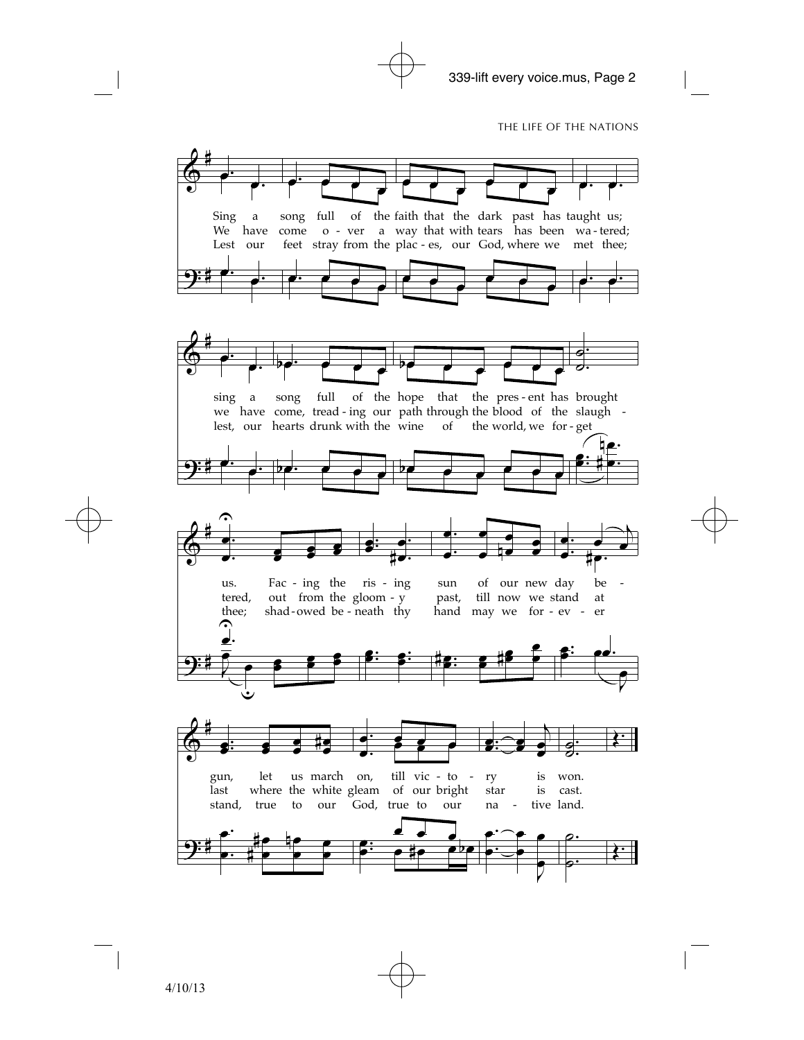THE LIFE OF THE NATIONS

Sing a song full of the faith that the dark past has taught us;
We have come o - ver a way that with tears has been wa - tered;
Lest our feet stray from the plac - es, our God, where we met thee;

sing a song full of the hope that the pres - ent has brought
we have come, tread - ing our path through the blood of the slaugh -
lest, our hearts drunk with the wine of the world, we for - get

us. Fac - ing the ris - ing sun of our new day be -
tered, out from the gloom - y past, till now we stand at
thee; shad - owed be - neath thy hand may we for - ev - er

gun, let us march on, till vic - to - ry is won.
last where the white gleam of our bright star is cast.
stand, true to our God, true to our na - tive land.